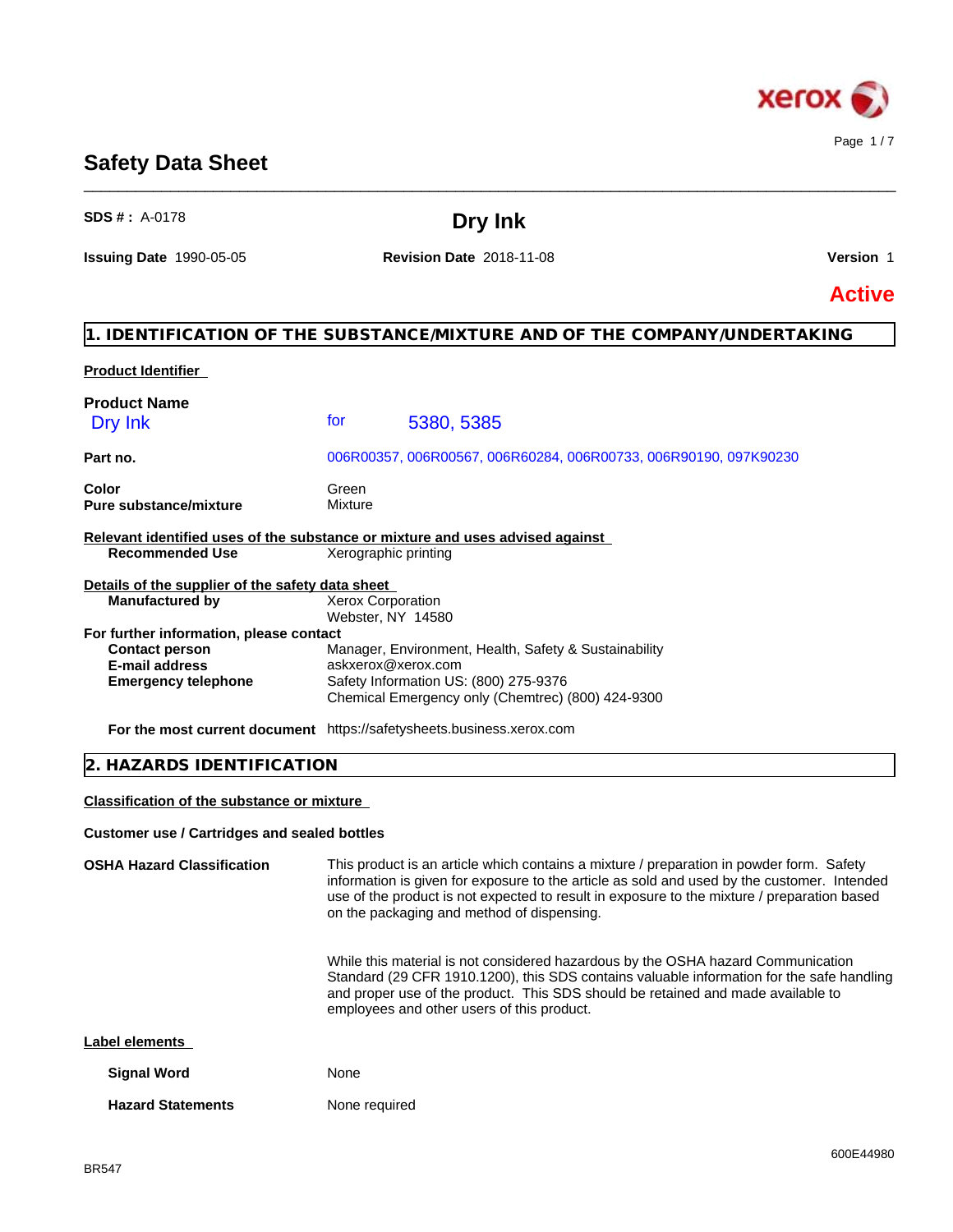# Safety Data Sheet

**SDS # :** A-0178

## Dry Ink

**Issuing Date** 1990-05-05 **Revision Date** 2018-11-08 **Version** 1

**Active**

## 1. IDENTIFICATION OF THE SUBSTANCE/MIXTURE AND OF THE COMPANY/UNDERTAKING

**Product Identifier**

**Product Name**
Dry Ink for 5380, 5385

**Part no.** 006R00357, 006R00567, 006R60284, 006R00733, 006R90190, 097K90230

**Color** Green
**Pure substance/mixture** Mixture

**Relevant identified uses of the substance or mixture and uses advised against**
**Recommended Use** Xerographic printing

**Details of the supplier of the safety data sheet**
**Manufactured by** Xerox Corporation
Webster, NY 14580

**For further information, please contact**
**Contact person** Manager, Environment, Health, Safety & Sustainability
**E-mail address** askxerox@xerox.com
**Emergency telephone** Safety Information US: (800) 275-9376
Chemical Emergency only (Chemtrec) (800) 424-9300

**For the most current document** https://safetysheets.business.xerox.com

## 2. HAZARDS IDENTIFICATION

**Classification of the substance or mixture**

**Customer use / Cartridges and sealed bottles**

**OSHA Hazard Classification**

This product is an article which contains a mixture / preparation in powder form. Safety information is given for exposure to the article as sold and used by the customer. Intended use of the product is not expected to result in exposure to the mixture / preparation based on the packaging and method of dispensing.

While this material is not considered hazardous by the OSHA hazard Communication Standard (29 CFR 1910.1200), this SDS contains valuable information for the safe handling and proper use of the product. This SDS should be retained and made available to employees and other users of this product.

**Label elements**

**Signal Word** None

**Hazard Statements** None required

BR547

600E44980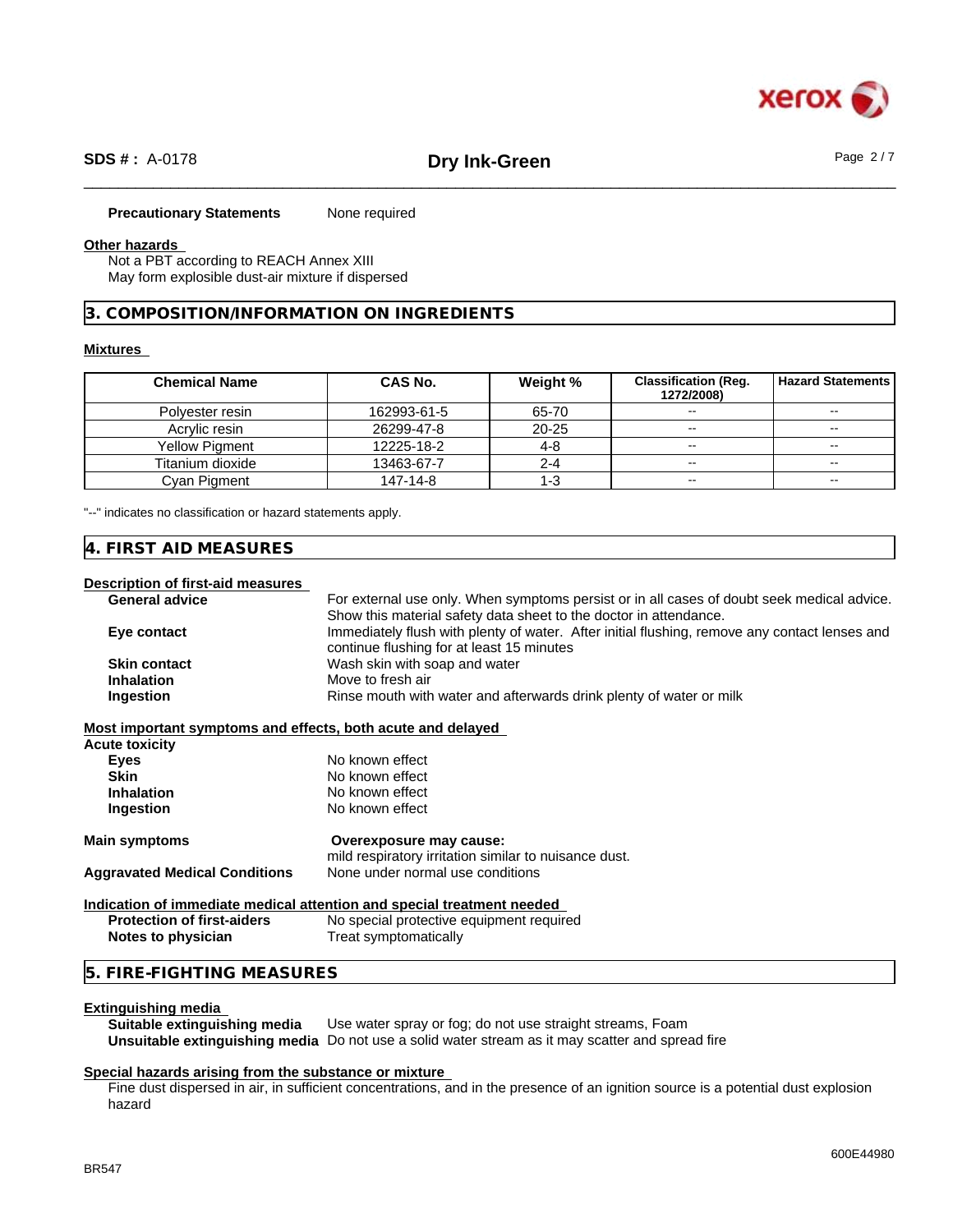**Precautionary Statements** None required

**Other hazards**

Not a PBT according to REACH Annex XIII
May form explosible dust-air mixture if dispersed

## 3. COMPOSITION/INFORMATION ON INGREDIENTS

**Mixtures**

| Chemical Name | CAS No. | Weight % | Classification (Reg. 1272/2008) | Hazard Statements |
|---|---|---|---|---|
| Polyester resin | 162993-61-5 | 65-70 | -- | -- |
| Acrylic resin | 26299-47-8 | 20-25 | -- | -- |
| Yellow Pigment | 12225-18-2 | 4-8 | -- | -- |
| Titanium dioxide | 13463-67-7 | 2-4 | -- | -- |
| Cyan Pigment | 147-14-8 | 1-3 | -- | -- |

"--" indicates no classification or hazard statements apply.

## 4. FIRST AID MEASURES

**Description of first-aid measures**

**General advice** For external use only. When symptoms persist or in all cases of doubt seek medical advice. Show this material safety data sheet to the doctor in attendance.

**Eye contact** Immediately flush with plenty of water. After initial flushing, remove any contact lenses and continue flushing for at least 15 minutes

**Skin contact** Wash skin with soap and water

**Inhalation** Move to fresh air

**Ingestion** Rinse mouth with water and afterwards drink plenty of water or milk

**Most important symptoms and effects, both acute and delayed**

**Acute toxicity**

**Eyes** No known effect

**Skin** No known effect

**Inhalation** No known effect

**Ingestion** No known effect

**Main symptoms** **Overexposure may cause:**
mild respiratory irritation similar to nuisance dust.

**Aggravated Medical Conditions** None under normal use conditions

**Indication of immediate medical attention and special treatment needed**

**Protection of first-aiders** No special protective equipment required

**Notes to physician** Treat symptomatically

## 5. FIRE-FIGHTING MEASURES

**Extinguishing media**

**Suitable extinguishing media** Use water spray or fog; do not use straight streams, Foam

**Unsuitable extinguishing media** Do not use a solid water stream as it may scatter and spread fire

**Special hazards arising from the substance or mixture**

Fine dust dispersed in air, in sufficient concentrations, and in the presence of an ignition source is a potential dust explosion hazard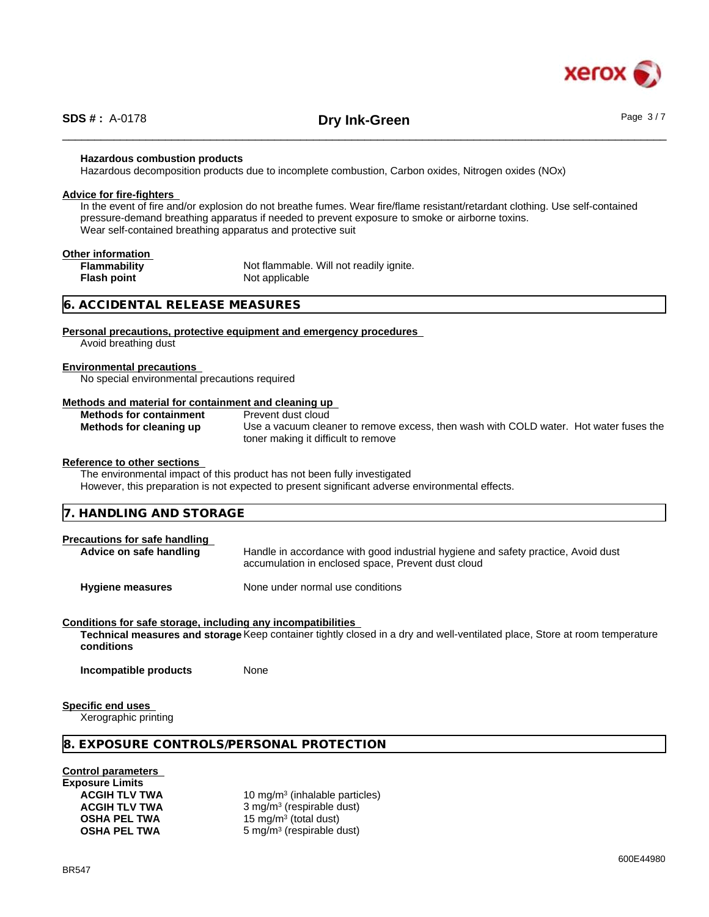**Hazardous combustion products**
Hazardous decomposition products due to incomplete combustion, Carbon oxides, Nitrogen oxides (NOx)

**Advice for fire-fighters**
In the event of fire and/or explosion do not breathe fumes. Wear fire/flame resistant/retardant clothing. Use self-contained pressure-demand breathing apparatus if needed to prevent exposure to smoke or airborne toxins.
Wear self-contained breathing apparatus and protective suit

**Other information**

| | |
|---|---|
| **Flammability** | Not flammable. Will not readily ignite. |
| **Flash point** | Not applicable |

## 6. ACCIDENTAL RELEASE MEASURES

**Personal precautions, protective equipment and emergency procedures**
Avoid breathing dust

**Environmental precautions**
No special environmental precautions required

**Methods and material for containment and cleaning up**

| | |
|---|---|
| **Methods for containment** | Prevent dust cloud |
| **Methods for cleaning up** | Use a vacuum cleaner to remove excess, then wash with COLD water. Hot water fuses the toner making it difficult to remove |

**Reference to other sections**
The environmental impact of this product has not been fully investigated
However, this preparation is not expected to present significant adverse environmental effects.

## 7. HANDLING AND STORAGE

**Precautions for safe handling**

| | |
|---|---|
| **Advice on safe handling** | Handle in accordance with good industrial hygiene and safety practice, Avoid dust accumulation in enclosed space, Prevent dust cloud |
| **Hygiene measures** | None under normal use conditions |

**Conditions for safe storage, including any incompatibilities**

| | |
|---|---|
| **Technical measures and storage conditions** | Keep container tightly closed in a dry and well-ventilated place, Store at room temperature |
| **Incompatible products** | None |

**Specific end uses**
Xerographic printing

## 8. EXPOSURE CONTROLS/PERSONAL PROTECTION

**Control parameters**
**Exposure Limits**

| | |
|---|---|
| **ACGIH TLV TWA** | 10 mg/m³ (inhalable particles) |
| **ACGIH TLV TWA** | 3 mg/m³ (respirable dust) |
| **OSHA PEL TWA** | 15 mg/m³ (total dust) |
| **OSHA PEL TWA** | 5 mg/m³ (respirable dust) |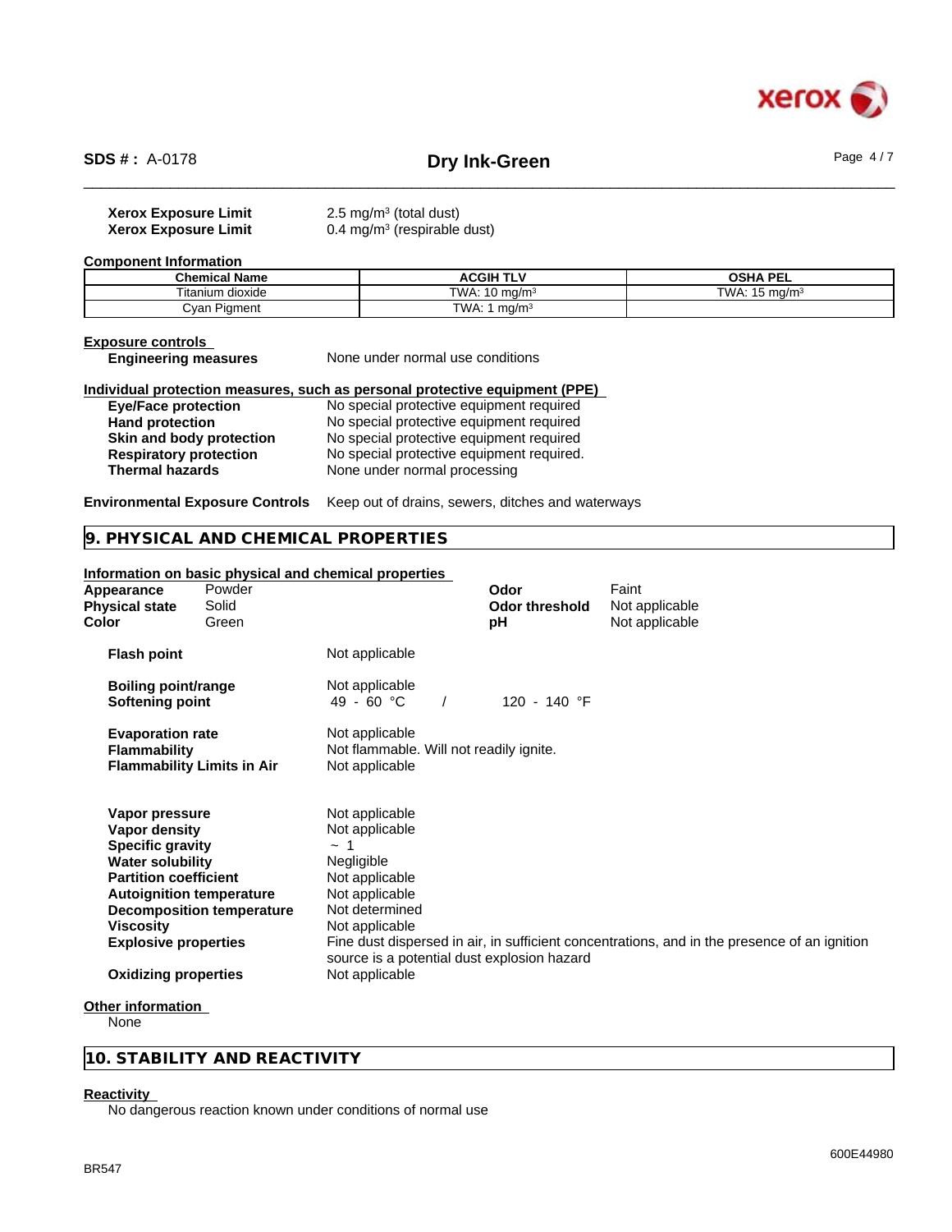**Xerox Exposure Limit** 2.5 mg/m³ (total dust)
**Xerox Exposure Limit** 0.4 mg/m³ (respirable dust)

**Component Information**

| Chemical Name | ACGIH TLV | OSHA PEL |
|---|---|---|
| Titanium dioxide | TWA: 10 mg/m³ | TWA: 15 mg/m³ |
| Cyan Pigment | TWA: 1 mg/m³ | |

**Exposure controls**

**Engineering measures** None under normal use conditions

**Individual protection measures, such as personal protective equipment (PPE)**

**Eye/Face protection** No special protective equipment required
**Hand protection** No special protective equipment required
**Skin and body protection** No special protective equipment required
**Respiratory protection** No special protective equipment required.
**Thermal hazards** None under normal processing

**Environmental Exposure Controls** Keep out of drains, sewers, ditches and waterways

## 9. PHYSICAL AND CHEMICAL PROPERTIES

**Information on basic physical and chemical properties**

**Appearance** Powder
**Physical state** Solid
**Color** Green
**Odor** Faint
**Odor threshold** Not applicable
**pH** Not applicable

**Flash point** Not applicable

**Boiling point/range** Not applicable
**Softening point** 49 - 60 °C / 120 - 140 °F

**Evaporation rate** Not applicable
**Flammability** Not flammable. Will not readily ignite.
**Flammability Limits in Air** Not applicable

**Vapor pressure** Not applicable
**Vapor density** Not applicable
**Specific gravity** ~ 1
**Water solubility** Negligible
**Partition coefficient** Not applicable
**Autoignition temperature** Not applicable
**Decomposition temperature** Not determined
**Viscosity** Not applicable
**Explosive properties** Fine dust dispersed in air, in sufficient concentrations, and in the presence of an ignition source is a potential dust explosion hazard
**Oxidizing properties** Not applicable

**Other information**

None

## 10. STABILITY AND REACTIVITY

**Reactivity**

No dangerous reaction known under conditions of normal use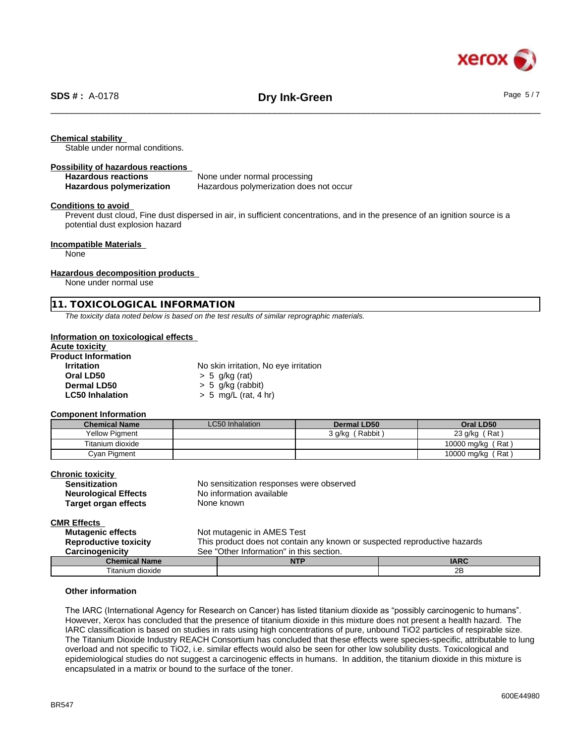**Chemical stability**

Stable under normal conditions.

**Possibility of hazardous reactions**

**Hazardous reactions** None under normal processing
**Hazardous polymerization** Hazardous polymerization does not occur

**Conditions to avoid**

Prevent dust cloud, Fine dust dispersed in air, in sufficient concentrations, and in the presence of an ignition source is a potential dust explosion hazard

**Incompatible Materials**

None

**Hazardous decomposition products**

None under normal use

## 11. TOXICOLOGICAL INFORMATION

*The toxicity data noted below is based on the test results of similar reprographic materials.*

**Information on toxicological effects**

**Acute toxicity**

**Product Information**

**Irritation** No skin irritation, No eye irritation
**Oral LD50** > 5 g/kg (rat)
**Dermal LD50** > 5 g/kg (rabbit)
**LC50 Inhalation** > 5 mg/L (rat, 4 hr)

**Component Information**

| Chemical Name | LC50 Inhalation | Dermal LD50 | Oral LD50 |
|---|---|---|---|
| Yellow Pigment | | 3 g/kg ( Rabbit ) | 23 g/kg ( Rat ) |
| Titanium dioxide | | | 10000 mg/kg ( Rat ) |
| Cyan Pigment | | | 10000 mg/kg ( Rat ) |

**Chronic toxicity**

**Sensitization** No sensitization responses were observed
**Neurological Effects** No information available
**Target organ effects** None known

**CMR Effects**

**Mutagenic effects** Not mutagenic in AMES Test
**Reproductive toxicity** This product does not contain any known or suspected reproductive hazards
**Carcinogenicity** See "Other Information" in this section.

| Chemical Name | NTP | IARC |
|---|---|---|
| Titanium dioxide | | 2B |

**Other information**

The IARC (International Agency for Research on Cancer) has listed titanium dioxide as “possibly carcinogenic to humans”. However, Xerox has concluded that the presence of titanium dioxide in this mixture does not present a health hazard. The IARC classification is based on studies in rats using high concentrations of pure, unbound $TiO_2$ particles of respirable size. The Titanium Dioxide Industry REACH Consortium has concluded that these effects were species-specific, attributable to lung overload and not specific to $TiO_2$, i.e. similar effects would also be seen for other low solubility dusts. Toxicological and epidemiological studies do not suggest a carcinogenic effects in humans. In addition, the titanium dioxide in this mixture is encapsulated in a matrix or bound to the surface of the toner.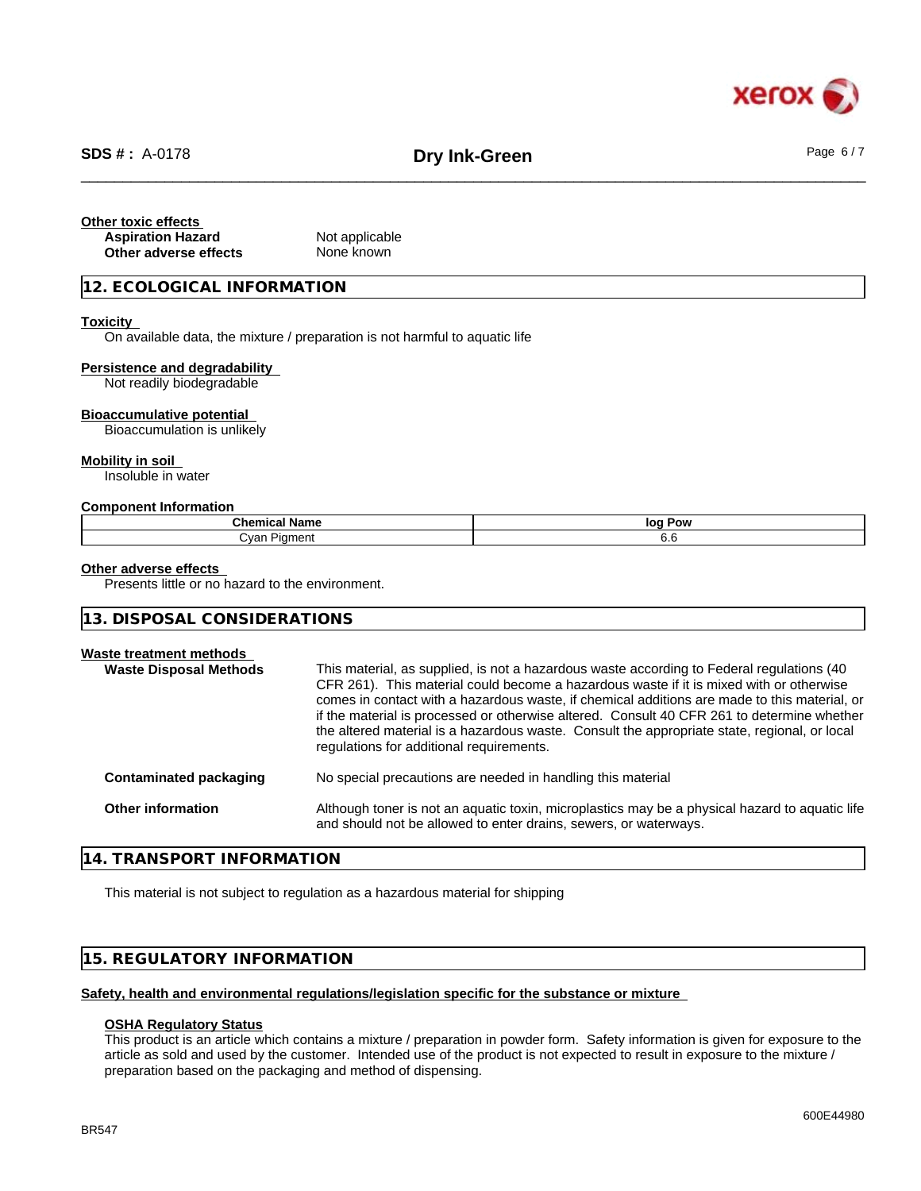**Other toxic effects**

| | |
|---|---|
| **Aspiration Hazard** | Not applicable |
| **Other adverse effects** | None known |

## 12. ECOLOGICAL INFORMATION

**Toxicity**

On available data, the mixture / preparation is not harmful to aquatic life

**Persistence and degradability**

Not readily biodegradable

**Bioaccumulative potential**

Bioaccumulation is unlikely

**Mobility in soil**

Insoluble in water

**Component Information**

| Chemical Name | log Pow |
|---|---|
| Cyan Pigment | 6.6 |

**Other adverse effects**

Presents little or no hazard to the environment.

## 13. DISPOSAL CONSIDERATIONS

**Waste treatment methods**

**Waste Disposal Methods**: This material, as supplied, is not a hazardous waste according to Federal regulations (40 CFR 261). This material could become a hazardous waste if it is mixed with or otherwise comes in contact with a hazardous waste, if chemical additions are made to this material, or if the material is processed or otherwise altered. Consult 40 CFR 261 to determine whether the altered material is a hazardous waste. Consult the appropriate state, regional, or local regulations for additional requirements.

**Contaminated packaging**: No special precautions are needed in handling this material

**Other information**: Although toner is not an aquatic toxin, microplastics may be a physical hazard to aquatic life and should not be allowed to enter drains, sewers, or waterways.

## 14. TRANSPORT INFORMATION

This material is not subject to regulation as a hazardous material for shipping

## 15. REGULATORY INFORMATION

**Safety, health and environmental regulations/legislation specific for the substance or mixture**

**OSHA Regulatory Status**

This product is an article which contains a mixture / preparation in powder form. Safety information is given for exposure to the article as sold and used by the customer. Intended use of the product is not expected to result in exposure to the mixture / preparation based on the packaging and method of dispensing.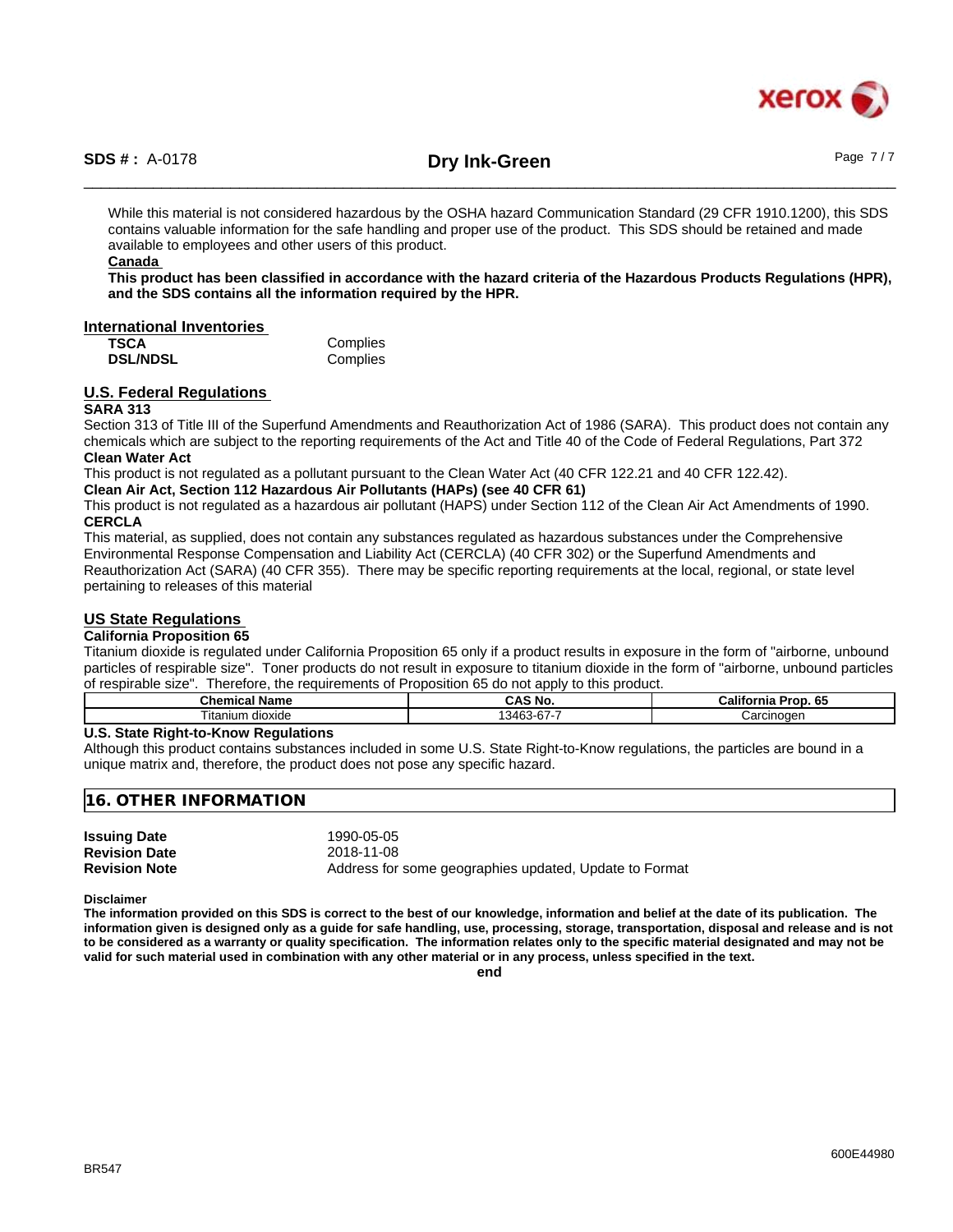While this material is not considered hazardous by the OSHA hazard Communication Standard (29 CFR 1910.1200), this SDS contains valuable information for the safe handling and proper use of the product. This SDS should be retained and made available to employees and other users of this product.

**Canada**

**This product has been classified in accordance with the hazard criteria of the Hazardous Products Regulations (HPR), and the SDS contains all the information required by the HPR.**

## International Inventories

| | |
|---|---|
| **TSCA** | Complies |
| **DSL/NDSL** | Complies |

## U.S. Federal Regulations

**SARA 313**

Section 313 of Title III of the Superfund Amendments and Reauthorization Act of 1986 (SARA). This product does not contain any chemicals which are subject to the reporting requirements of the Act and Title 40 of the Code of Federal Regulations, Part 372

**Clean Water Act**

This product is not regulated as a pollutant pursuant to the Clean Water Act (40 CFR 122.21 and 40 CFR 122.42).

**Clean Air Act, Section 112 Hazardous Air Pollutants (HAPs) (see 40 CFR 61)**

This product is not regulated as a hazardous air pollutant (HAPS) under Section 112 of the Clean Air Act Amendments of 1990.

**CERCLA**

This material, as supplied, does not contain any substances regulated as hazardous substances under the Comprehensive Environmental Response Compensation and Liability Act (CERCLA) (40 CFR 302) or the Superfund Amendments and Reauthorization Act (SARA) (40 CFR 355). There may be specific reporting requirements at the local, regional, or state level pertaining to releases of this material

## US State Regulations

**California Proposition 65**

Titanium dioxide is regulated under California Proposition 65 only if a product results in exposure in the form of "airborne, unbound particles of respirable size". Toner products do not result in exposure to titanium dioxide in the form of "airborne, unbound particles of respirable size". Therefore, the requirements of Proposition 65 do not apply to this product.

| Chemical Name | CAS No. | California Prop. 65 |
|---|---|---|
| Titanium dioxide | 13463-67-7 | Carcinogen |

**U.S. State Right-to-Know Regulations**

Although this product contains substances included in some U.S. State Right-to-Know regulations, the particles are bound in a unique matrix and, therefore, the product does not pose any specific hazard.

## 16. OTHER INFORMATION

| | |
|---|---|
| **Issuing Date** | 1990-05-05 |
| **Revision Date** | 2018-11-08 |
| **Revision Note** | Address for some geographies updated, Update to Format |

**Disclaimer**

**The information provided on this SDS is correct to the best of our knowledge, information and belief at the date of its publication. The information given is designed only as a guide for safe handling, use, processing, storage, transportation, disposal and release and is not to be considered as a warranty or quality specification. The information relates only to the specific material designated and may not be valid for such material used in combination with any other material or in any process, unless specified in the text.**

**end**